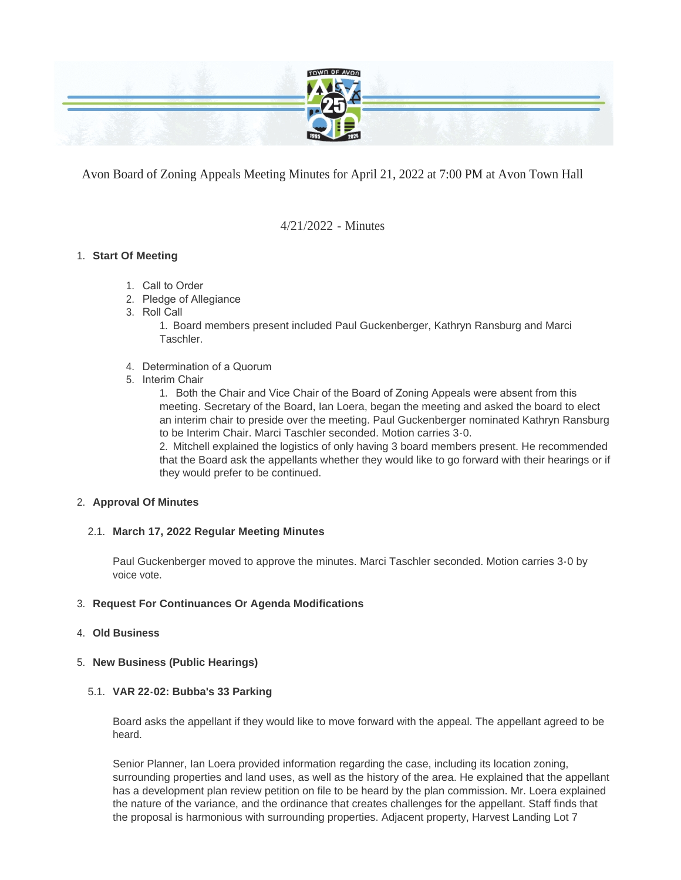# Avon Board of Zoning Appeals Meeting Minutes for April 21, 2022 at 7:00 PM at Avon Town Hall

## 4/21/2022 - Minutes

1. **Start Of Meeting**
    1. Call to Order
    2. Pledge of Allegiance
    3. Roll Call
        1. Board members present included Paul Guckenberger, Kathryn Ransburg and Marci Taschler.
    4. Determination of a Quorum
    5. Interim Chair
        1. Both the Chair and Vice Chair of the Board of Zoning Appeals were absent from this meeting. Secretary of the Board, Ian Loera, began the meeting and asked the board to elect an interim chair to preside over the meeting. Paul Guckenberger nominated Kathryn Ransburg to be Interim Chair. Marci Taschler seconded. Motion carries 3-0.
        2. Mitchell explained the logistics of only having 3 board members present. He recommended that the Board ask the appellants whether they would like to go forward with their hearings or if they would prefer to be continued.

2. **Approval Of Minutes**

2.1. **March 17, 2022 Regular Meeting Minutes**

Paul Guckenberger moved to approve the minutes. Marci Taschler seconded. Motion carries 3-0 by voice vote.

3. **Request For Continuances Or Agenda Modifications**

4. **Old Business**

5. **New Business (Public Hearings)**

5.1. **VAR 22-02: Bubba's 33 Parking**

Board asks the appellant if they would like to move forward with the appeal. The appellant agreed to be heard.

Senior Planner, Ian Loera provided information regarding the case, including its location zoning, surrounding properties and land uses, as well as the history of the area. He explained that the appellant has a development plan review petition on file to be heard by the plan commission. Mr. Loera explained the nature of the variance, and the ordinance that creates challenges for the appellant. Staff finds that the proposal is harmonious with surrounding properties. Adjacent property, Harvest Landing Lot 7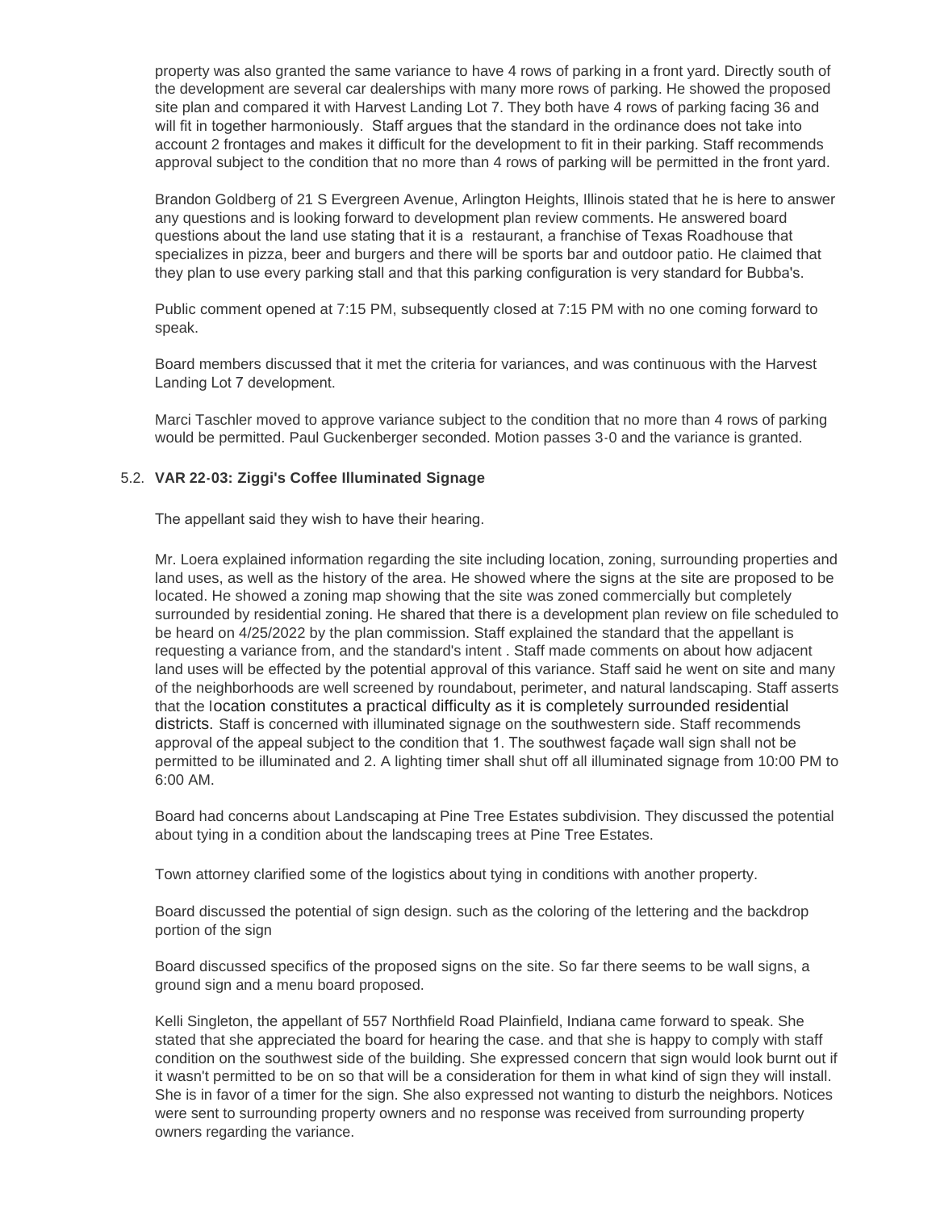property was also granted the same variance to have 4 rows of parking in a front yard. Directly south of the development are several car dealerships with many more rows of parking. He showed the proposed site plan and compared it with Harvest Landing Lot 7. They both have 4 rows of parking facing 36 and will fit in together harmoniously. Staff argues that the standard in the ordinance does not take into account 2 frontages and makes it difficult for the development to fit in their parking. Staff recommends approval subject to the condition that no more than 4 rows of parking will be permitted in the front yard.

Brandon Goldberg of 21 S Evergreen Avenue, Arlington Heights, Illinois stated that he is here to answer any questions and is looking forward to development plan review comments. He answered board questions about the land use stating that it is a restaurant, a franchise of Texas Roadhouse that specializes in pizza, beer and burgers and there will be sports bar and outdoor patio. He claimed that they plan to use every parking stall and that this parking configuration is very standard for Bubba's.

Public comment opened at 7:15 PM, subsequently closed at 7:15 PM with no one coming forward to speak.

Board members discussed that it met the criteria for variances, and was continuous with the Harvest Landing Lot 7 development.

Marci Taschler moved to approve variance subject to the condition that no more than 4 rows of parking would be permitted. Paul Guckenberger seconded. Motion passes 3-0 and the variance is granted.

5.2. **VAR 22-03: Ziggi's Coffee Illuminated Signage**

The appellant said they wish to have their hearing.

Mr. Loera explained information regarding the site including location, zoning, surrounding properties and land uses, as well as the history of the area. He showed where the signs at the site are proposed to be located. He showed a zoning map showing that the site was zoned commercially but completely surrounded by residential zoning. He shared that there is a development plan review on file scheduled to be heard on 4/25/2022 by the plan commission. Staff explained the standard that the appellant is requesting a variance from, and the standard's intent . Staff made comments on about how adjacent land uses will be effected by the potential approval of this variance. Staff said he went on site and many of the neighborhoods are well screened by roundabout, perimeter, and natural landscaping. Staff asserts that the location constitutes a practical difficulty as it is completely surrounded residential districts. Staff is concerned with illuminated signage on the southwestern side. Staff recommends approval of the appeal subject to the condition that 1. The southwest façade wall sign shall not be permitted to be illuminated and 2. A lighting timer shall shut off all illuminated signage from 10:00 PM to 6:00 AM.

Board had concerns about Landscaping at Pine Tree Estates subdivision. They discussed the potential about tying in a condition about the landscaping trees at Pine Tree Estates.

Town attorney clarified some of the logistics about tying in conditions with another property.

Board discussed the potential of sign design. such as the coloring of the lettering and the backdrop portion of the sign

Board discussed specifics of the proposed signs on the site. So far there seems to be wall signs, a ground sign and a menu board proposed.

Kelli Singleton, the appellant of 557 Northfield Road Plainfield, Indiana came forward to speak. She stated that she appreciated the board for hearing the case. and that she is happy to comply with staff condition on the southwest side of the building. She expressed concern that sign would look burnt out if it wasn't permitted to be on so that will be a consideration for them in what kind of sign they will install. She is in favor of a timer for the sign. She also expressed not wanting to disturb the neighbors. Notices were sent to surrounding property owners and no response was received from surrounding property owners regarding the variance.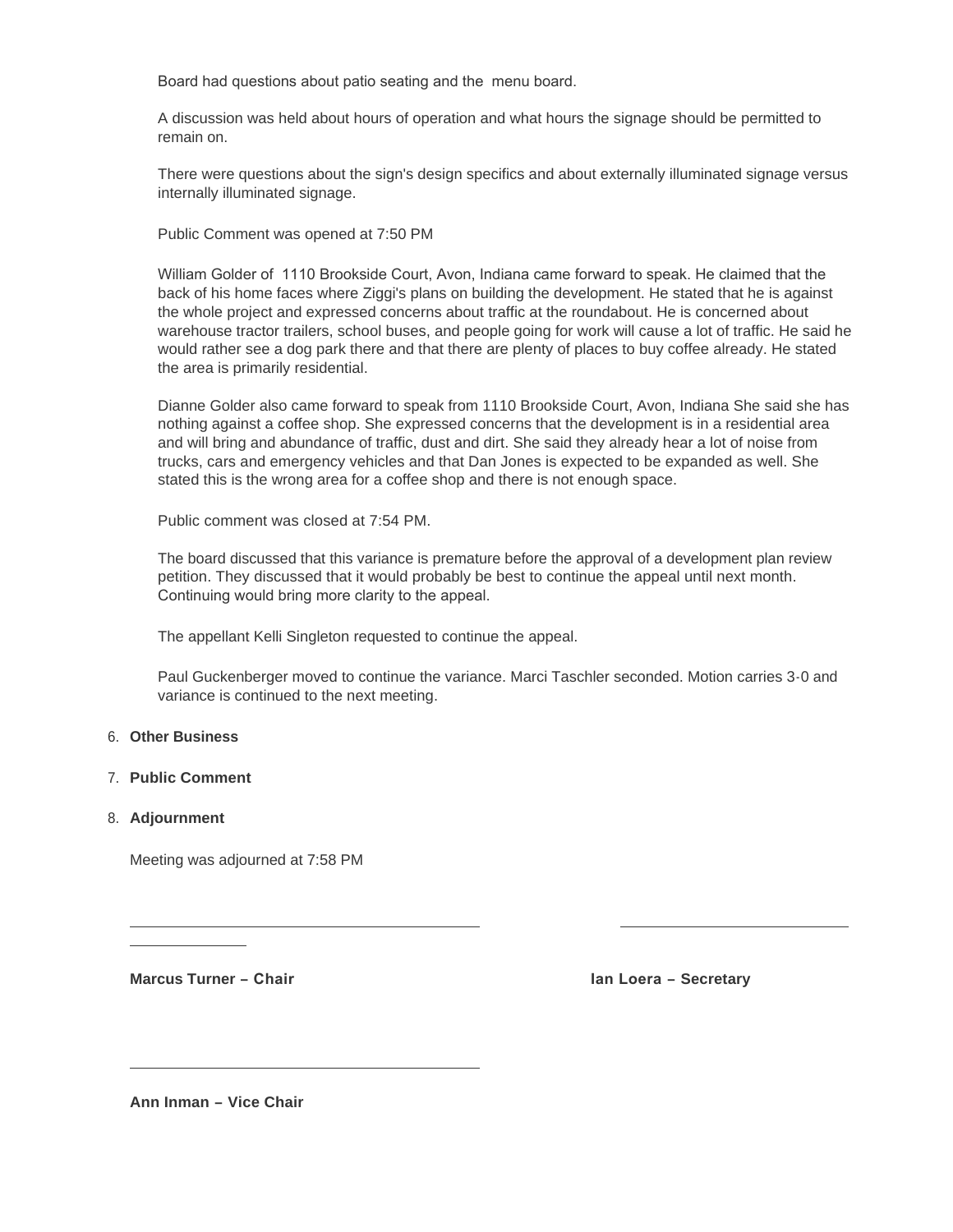Board had questions about patio seating and the  menu board.

A discussion was held about hours of operation and what hours the signage should be permitted to remain on.

There were questions about the sign's design specifics and about externally illuminated signage versus internally illuminated signage.

Public Comment was opened at 7:50 PM

William Golder of  1110 Brookside Court, Avon, Indiana came forward to speak. He claimed that the back of his home faces where Ziggi's plans on building the development. He stated that he is against the whole project and expressed concerns about traffic at the roundabout. He is concerned about warehouse tractor trailers, school buses, and people going for work will cause a lot of traffic. He said he would rather see a dog park there and that there are plenty of places to buy coffee already. He stated the area is primarily residential.

Dianne Golder also came forward to speak from 1110 Brookside Court, Avon, Indiana She said she has nothing against a coffee shop. She expressed concerns that the development is in a residential area and will bring and abundance of traffic, dust and dirt. She said they already hear a lot of noise from trucks, cars and emergency vehicles and that Dan Jones is expected to be expanded as well. She stated this is the wrong area for a coffee shop and there is not enough space.

Public comment was closed at 7:54 PM.

The board discussed that this variance is premature before the approval of a development plan review petition. They discussed that it would probably be best to continue the appeal until next month. Continuing would bring more clarity to the appeal.

The appellant Kelli Singleton requested to continue the appeal.

Paul Guckenberger moved to continue the variance. Marci Taschler seconded. Motion carries 3-0 and variance is continued to the next meeting.

6. **Other Business**

7. **Public Comment**

8. **Adjournment**

Meeting was adjourned at 7:58 PM

**Marcus Turner – Chair**

**Ian Loera – Secretary**

**Ann Inman – Vice Chair**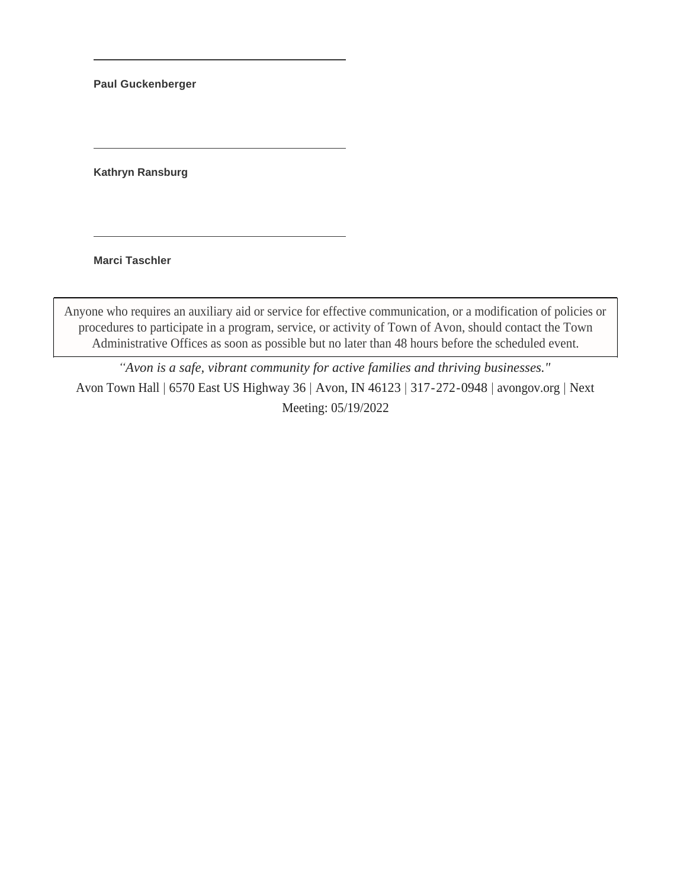---

**Paul Guckenberger**

---

**Kathryn Ransburg**

---

**Marci Taschler**

Anyone who requires an auxiliary aid or service for effective communication, or a modification of policies or procedures to participate in a program, service, or activity of Town of Avon, should contact the Town Administrative Offices as soon as possible but no later than 48 hours before the scheduled event.

*"Avon is a safe, vibrant community for active families and thriving businesses."*

Avon Town Hall | 6570 East US Highway 36 | Avon, IN 46123 | 317-272-0948 | avongov.org | Next Meeting: 05/19/2022